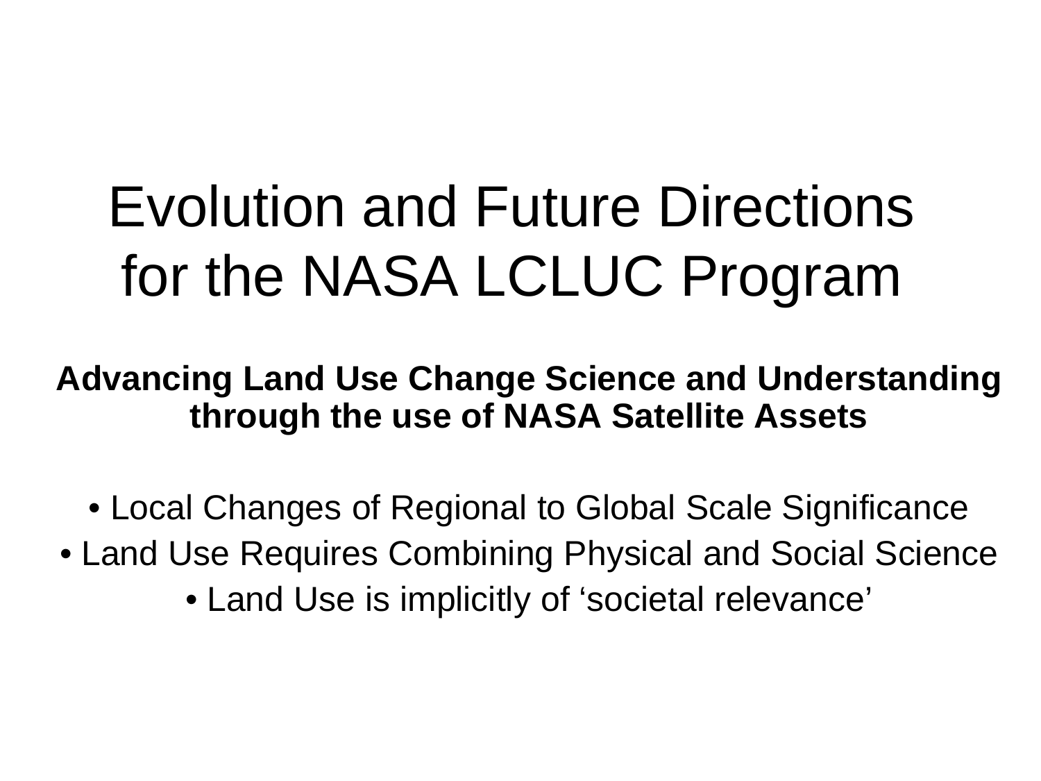# Evolution and Future Directions for the NASA LCLUC Program

**Advancing Land Use Change Science and Understanding through the use of NASA Satellite Assets**

- Local Changes of Regional to Global Scale Significance
- Land Use Requires Combining Physical and Social Science
- Land Use is implicitly of ‘societal relevance’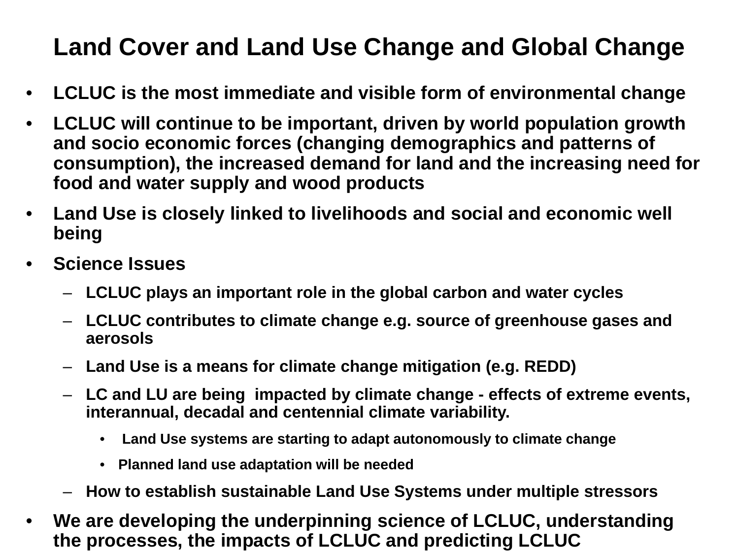# Land Cover and Land Use Change and Global Change

- **LCLUC is the most immediate and visible form of environmental change**
- **LCLUC will continue to be important, driven by world population growth and socio economic forces (changing demographics and patterns of consumption), the increased demand for land and the increasing need for food and water supply and wood products**
- **Land Use is closely linked to livelihoods and social and economic well being**
- **Science Issues**
  - **LCLUC plays an important role in the global carbon and water cycles**
  - **LCLUC contributes to climate change e.g. source of greenhouse gases and aerosols**
  - **Land Use is a means for climate change mitigation (e.g. REDD)**
  - **LC and LU are being impacted by climate change - effects of extreme events, interannual, decadal and centennial climate variability.**
    - **Land Use systems are starting to adapt autonomously to climate change**
    - **Planned land use adaptation will be needed**
  - **How to establish sustainable Land Use Systems under multiple stressors**
- **We are developing the underpinning science of LCLUC, understanding the processes, the impacts of LCLUC and predicting LCLUC**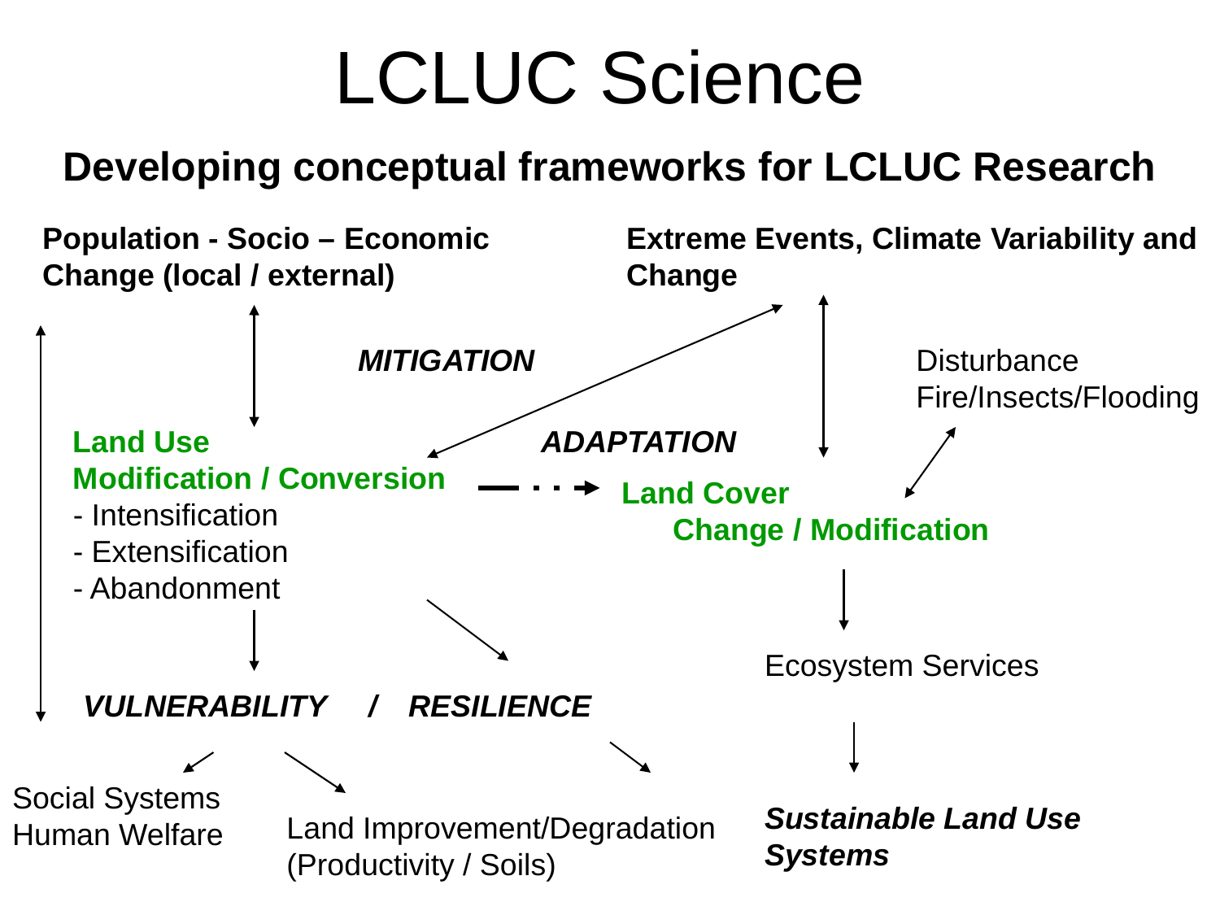# LCLUC Science

## Developing conceptual frameworks for LCLUC Research

**Population - Socio – Economic Change (local / external)**

**Extreme Events, Climate Variability and Change**

***MITIGATION***

Disturbance Fire/Insects/Flooding

***ADAPTATION***

**Land Use Modification / Conversion**

- Intensification
- Extensification
- Abandonment

**Land Cover Change / Modification**

Ecosystem Services

***VULNERABILITY / RESILIENCE***

Social Systems Human Welfare

Land Improvement/Degradation (Productivity / Soils)

***Sustainable Land Use Systems***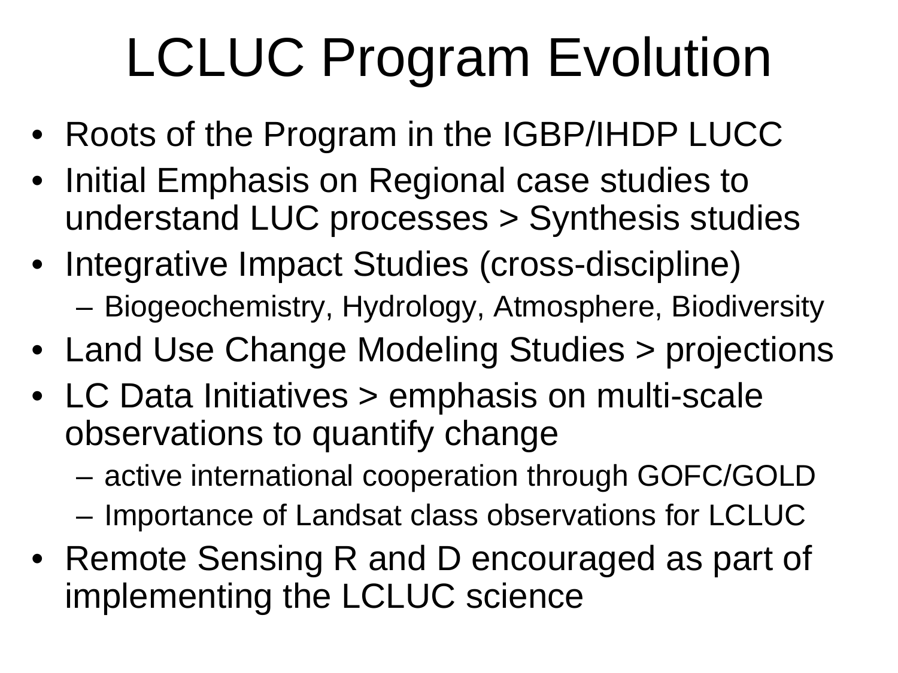# LCLUC Program Evolution

- Roots of the Program in the IGBP/IHDP LUCC
- Initial Emphasis on Regional case studies to understand LUC processes > Synthesis studies
- Integrative Impact Studies (cross-discipline)
  - Biogeochemistry, Hydrology, Atmosphere, Biodiversity
- Land Use Change Modeling Studies > projections
- LC Data Initiatives > emphasis on multi-scale observations to quantify change
  - active international cooperation through GOFC/GOLD
  - Importance of Landsat class observations for LCLUC
- Remote Sensing R and D encouraged as part of implementing the LCLUC science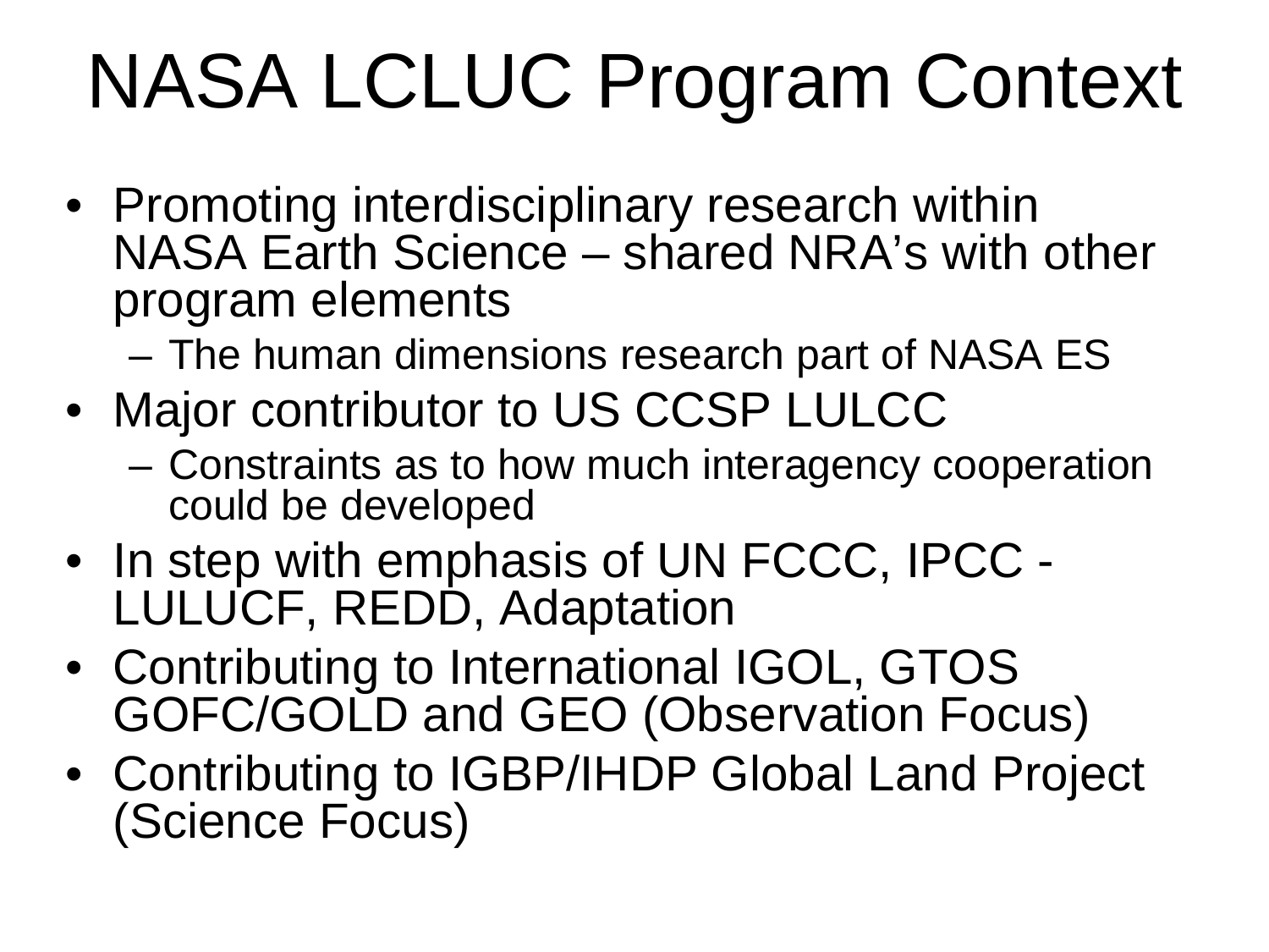# NASA LCLUC Program Context

- Promoting interdisciplinary research within NASA Earth Science – shared NRA’s with other program elements
  - The human dimensions research part of NASA ES
- Major contributor to US CCSP LULCC
  - Constraints as to how much interagency cooperation could be developed
- In step with emphasis of UN FCCC, IPCC - LULUCF, REDD, Adaptation
- Contributing to International IGOL, GTOS GOFC/GOLD and GEO (Observation Focus)
- Contributing to IGBP/IHDP Global Land Project (Science Focus)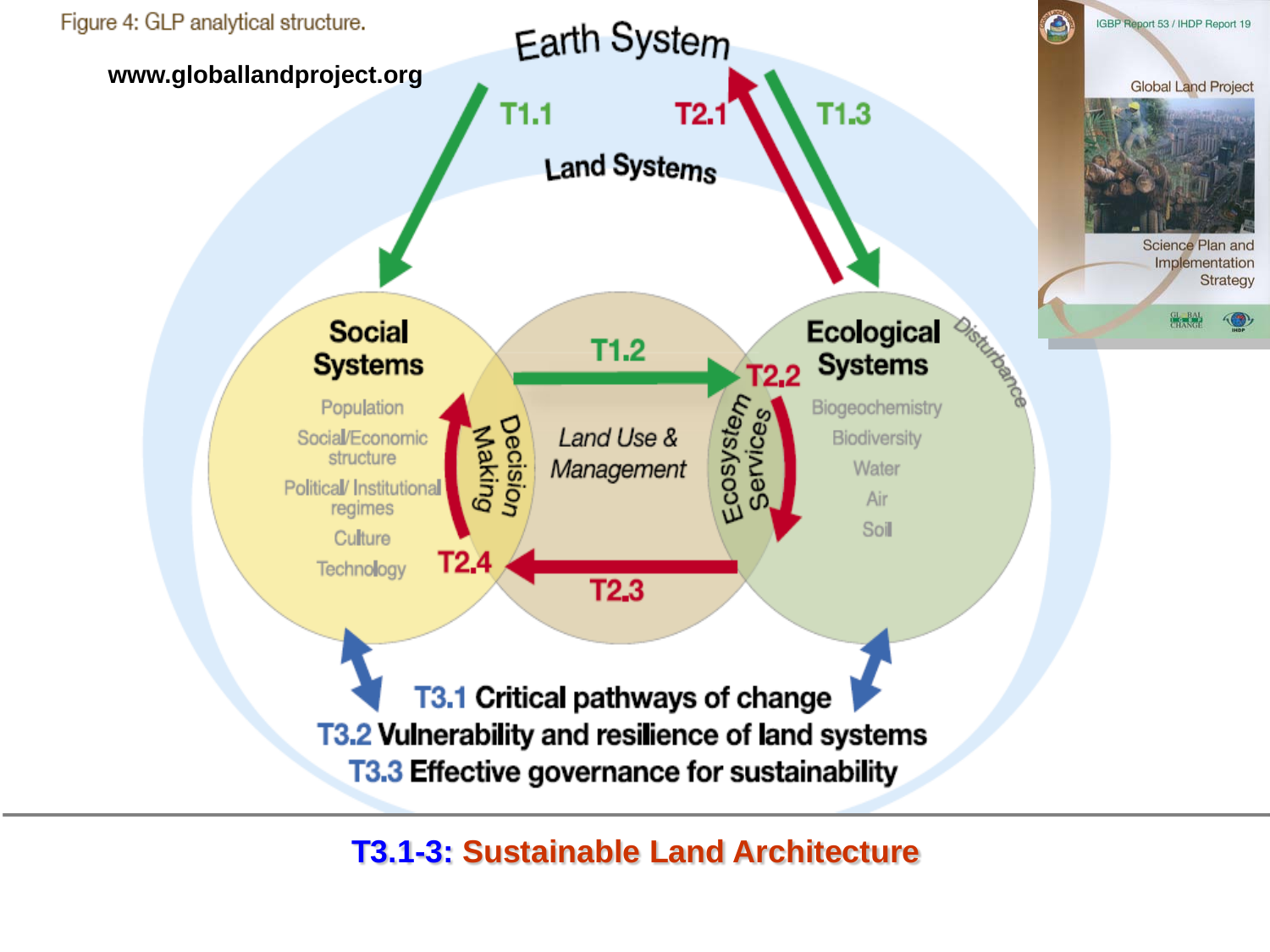Figure 4: GLP analytical structure.

www.globallandproject.org

Earth System

T1.1 T2.1 T1.3

Land Systems

**Social Systems**

Population

Social/Economic structure

Political/ Institutional regimes

Culture

Technology

Decision Making

T1.2

*Land Use & Management*

T2.2

Ecosystem Services

**Ecological Systems**

Biogeochemistry

Biodiversity

Water

Air

Soil

Disturbance

T2.4 T2.3

**T3.1 Critical pathways of change**

**T3.2 Vulnerability and resilience of land systems**

**T3.3 Effective governance for sustainability**

IGBP Report 53 / IHDP Report 19

Global Land Project

Science Plan and Implementation Strategy

## T3.1-3: Sustainable Land Architecture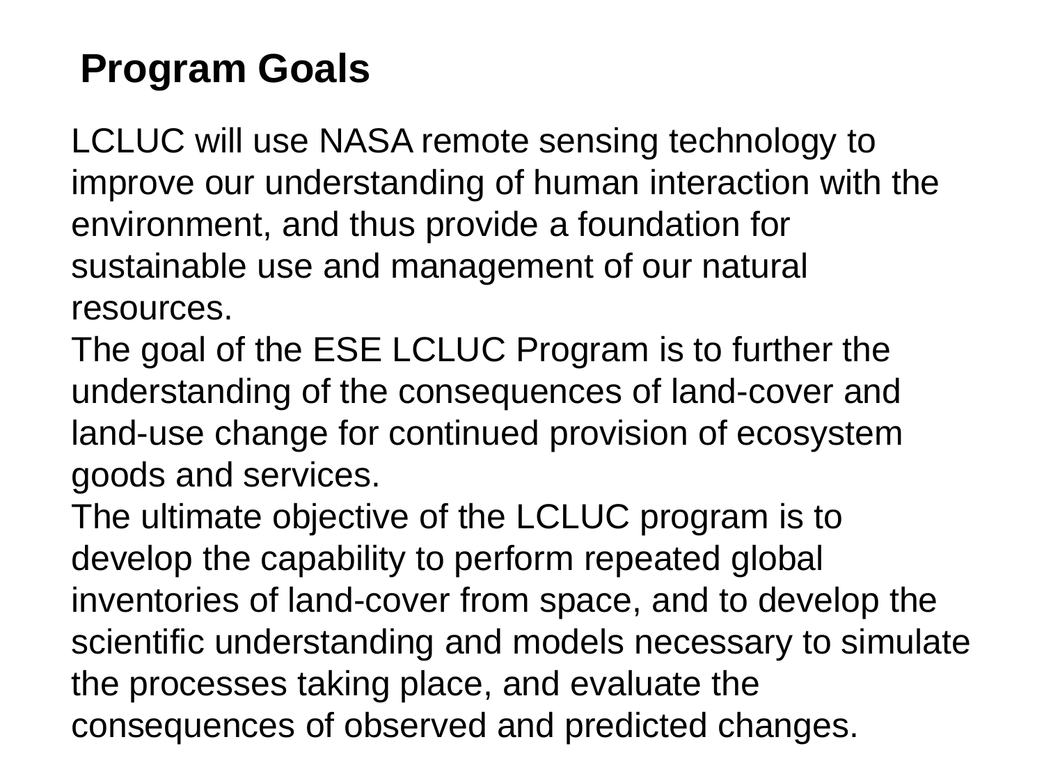## Program Goals

LCLUC will use NASA remote sensing technology to improve our understanding of human interaction with the environment, and thus provide a foundation for sustainable use and management of our natural resources.

The goal of the ESE LCLUC Program is to further the understanding of the consequences of land-cover and land-use change for continued provision of ecosystem goods and services.

The ultimate objective of the LCLUC program is to develop the capability to perform repeated global inventories of land-cover from space, and to develop the scientific understanding and models necessary to simulate the processes taking place, and evaluate the consequences of observed and predicted changes.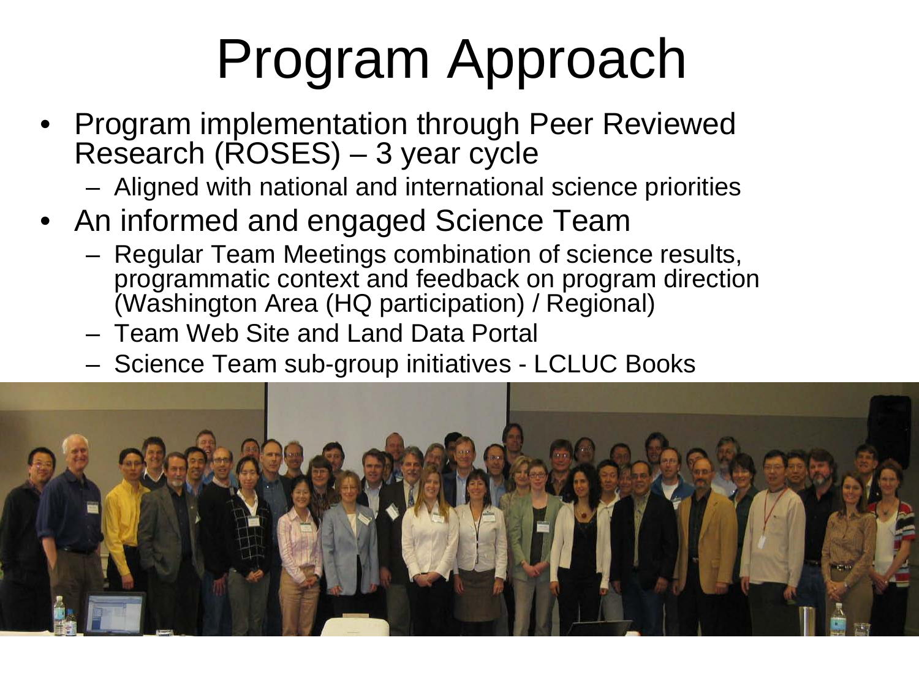# Program Approach

- Program implementation through Peer Reviewed Research (ROSES) – 3 year cycle
  - Aligned with national and international science priorities
- An informed and engaged Science Team
  - Regular Team Meetings combination of science results, programmatic context and feedback on program direction (Washington Area (HQ participation) / Regional)
  - Team Web Site and Land Data Portal
  - Science Team sub-group initiatives - LCLUC Books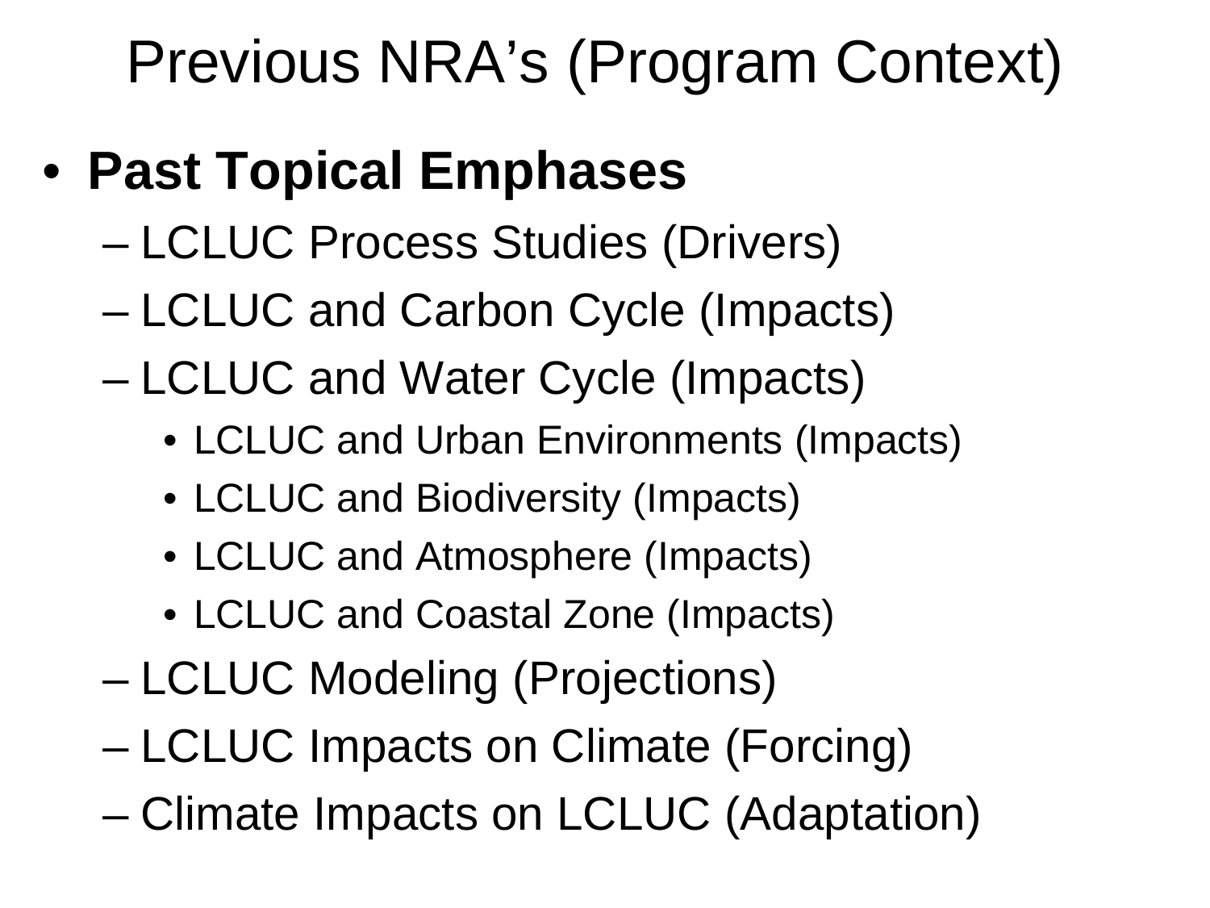# Previous NRA's (Program Context)

- **Past Topical Emphases**
  - LCLUC Process Studies (Drivers)
  - LCLUC and Carbon Cycle (Impacts)
  - LCLUC and Water Cycle (Impacts)
    - LCLUC and Urban Environments (Impacts)
    - LCLUC and Biodiversity (Impacts)
    - LCLUC and Atmosphere (Impacts)
    - LCLUC and Coastal Zone (Impacts)
  - LCLUC Modeling (Projections)
  - LCLUC Impacts on Climate (Forcing)
  - Climate Impacts on LCLUC (Adaptation)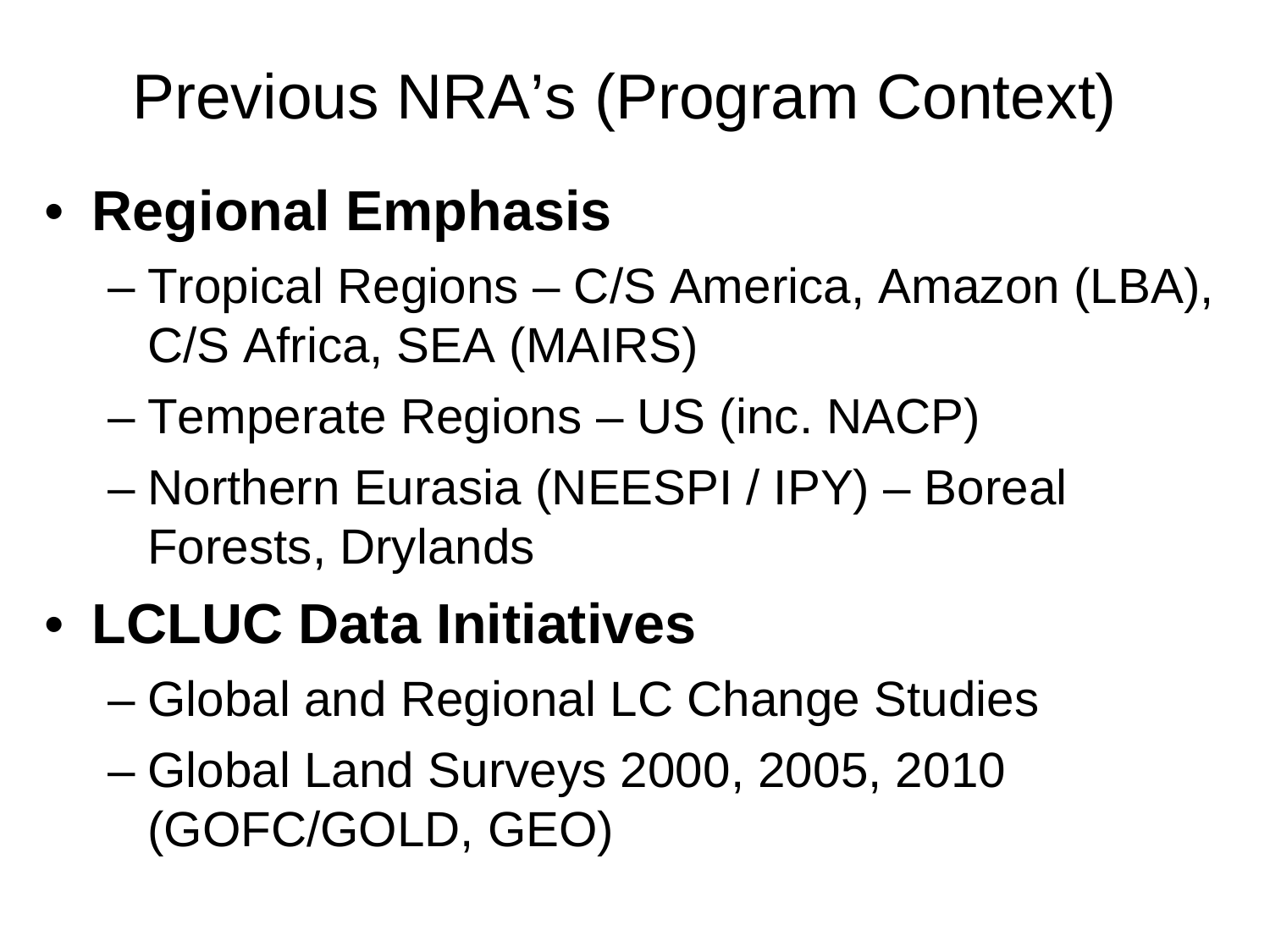# Previous NRA's (Program Context)

- **Regional Emphasis**
  - Tropical Regions – C/S America, Amazon (LBA), C/S Africa, SEA (MAIRS)
  - Temperate Regions – US (inc. NACP)
  - Northern Eurasia (NEESPI / IPY) – Boreal Forests, Drylands
- **LCLUC Data Initiatives**
  - Global and Regional LC Change Studies
  - Global Land Surveys 2000, 2005, 2010 (GOFC/GOLD, GEO)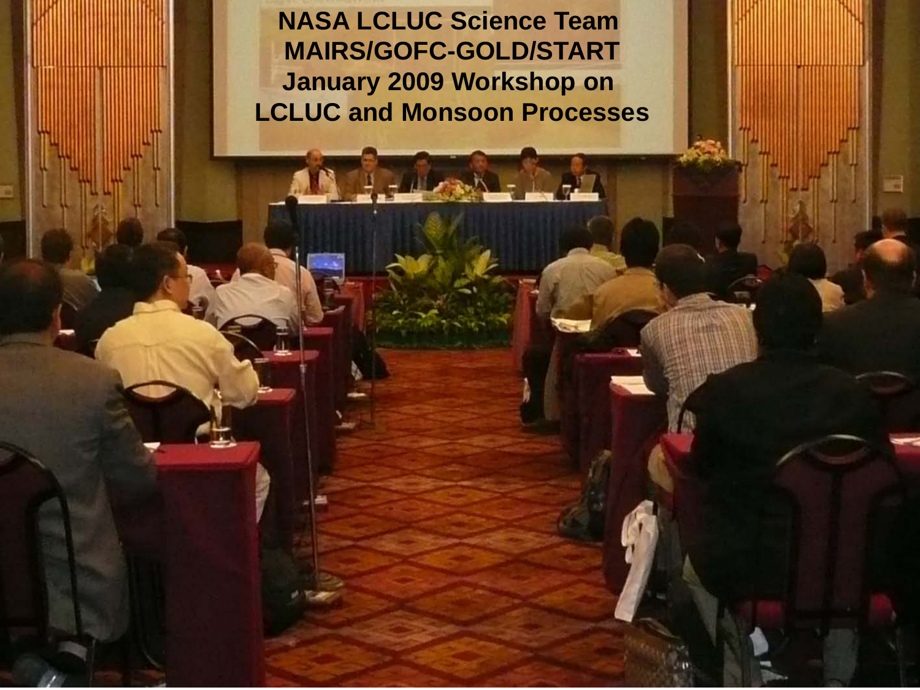**NASA LCLUC Science Team MAIRS/GOFC-GOLD/START January 2009 Workshop on LCLUC and Monsoon Processes**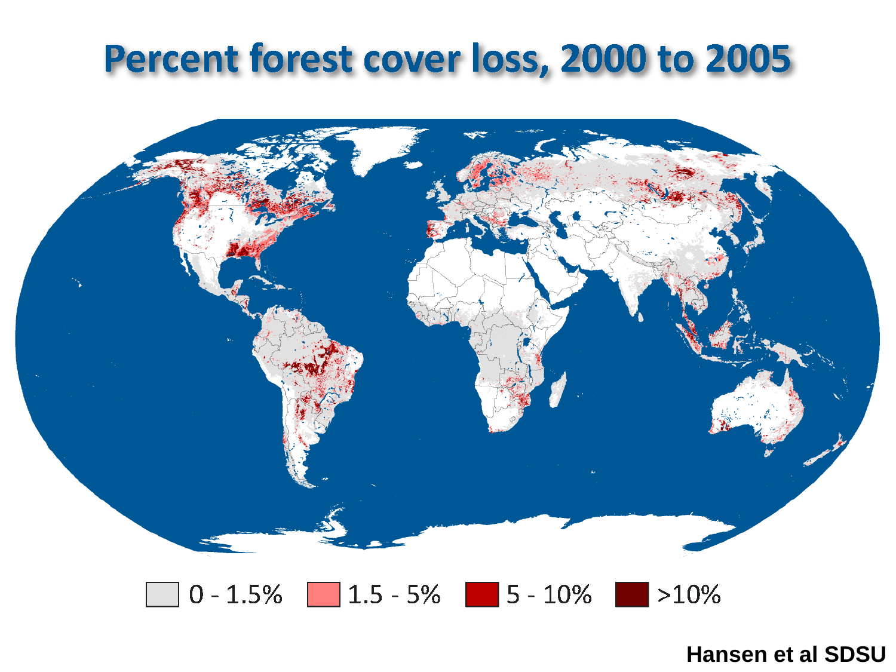# Percent forest cover loss, 2000 to 2005

0 - 1.5% | 1.5 - 5% | 5 - 10% | >10%

Hansen et al SDSU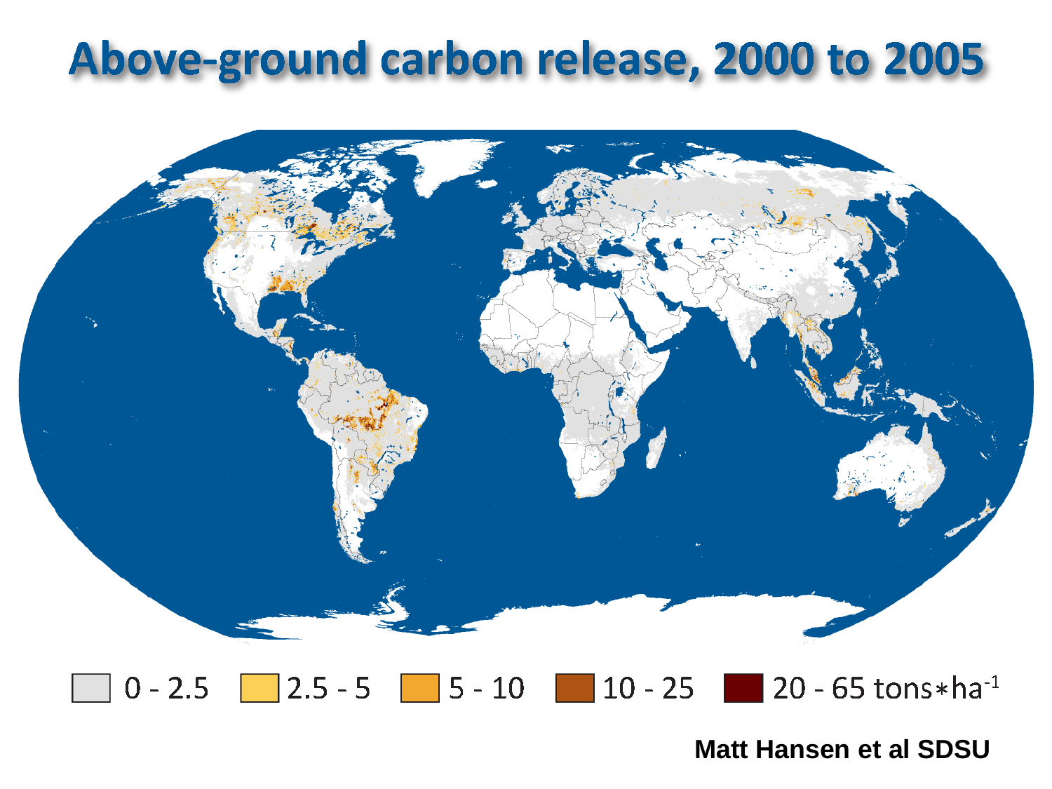# Above-ground carbon release, 2000 to 2005

0 - 2.5 | 2.5 - 5 | 5 - 10 | 10 - 25 | 20 - 65 tons*ha$^{-1}$

Matt Hansen et al SDSU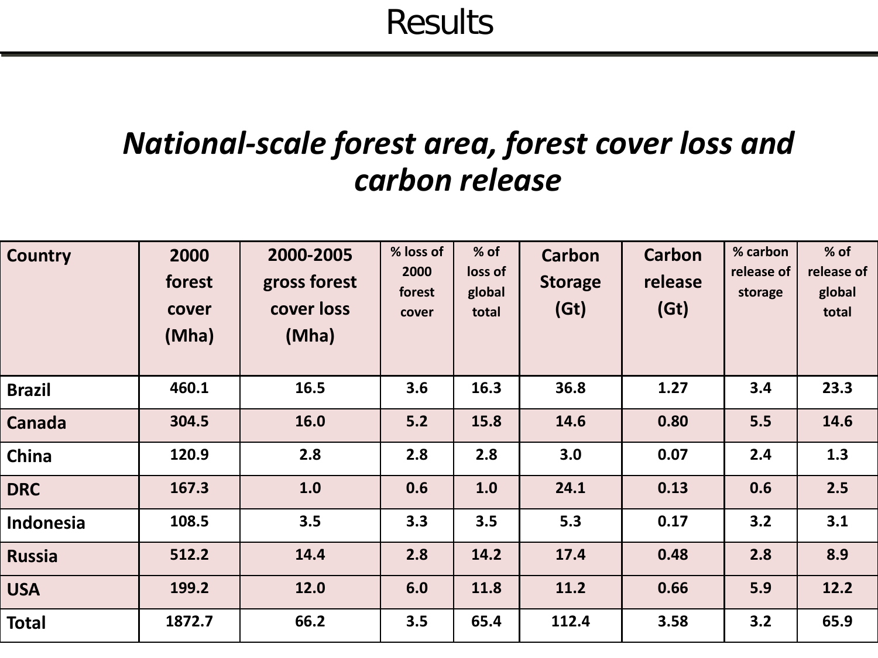# Results

## *National-scale forest area, forest cover loss and carbon release*

| Country | 2000 forest cover (Mha) | 2000-2005 gross forest cover loss (Mha) | % loss of 2000 forest cover | % of loss of global total | Carbon Storage (Gt) | Carbon release (Gt) | % carbon release of storage | % of release of global total |
|---|---|---|---|---|---|---|---|---|
| **Brazil** | **460.1** | **16.5** | **3.6** | **16.3** | **36.8** | **1.27** | **3.4** | **23.3** |
| **Canada** | **304.5** | **16.0** | **5.2** | **15.8** | **14.6** | **0.80** | **5.5** | **14.6** |
| **China** | **120.9** | **2.8** | **2.8** | **2.8** | **3.0** | **0.07** | **2.4** | **1.3** |
| **DRC** | **167.3** | **1.0** | **0.6** | **1.0** | **24.1** | **0.13** | **0.6** | **2.5** |
| **Indonesia** | **108.5** | **3.5** | **3.3** | **3.5** | **5.3** | **0.17** | **3.2** | **3.1** |
| **Russia** | **512.2** | **14.4** | **2.8** | **14.2** | **17.4** | **0.48** | **2.8** | **8.9** |
| **USA** | **199.2** | **12.0** | **6.0** | **11.8** | **11.2** | **0.66** | **5.9** | **12.2** |
| **Total** | **1872.7** | **66.2** | **3.5** | **65.4** | **112.4** | **3.58** | **3.2** | **65.9** |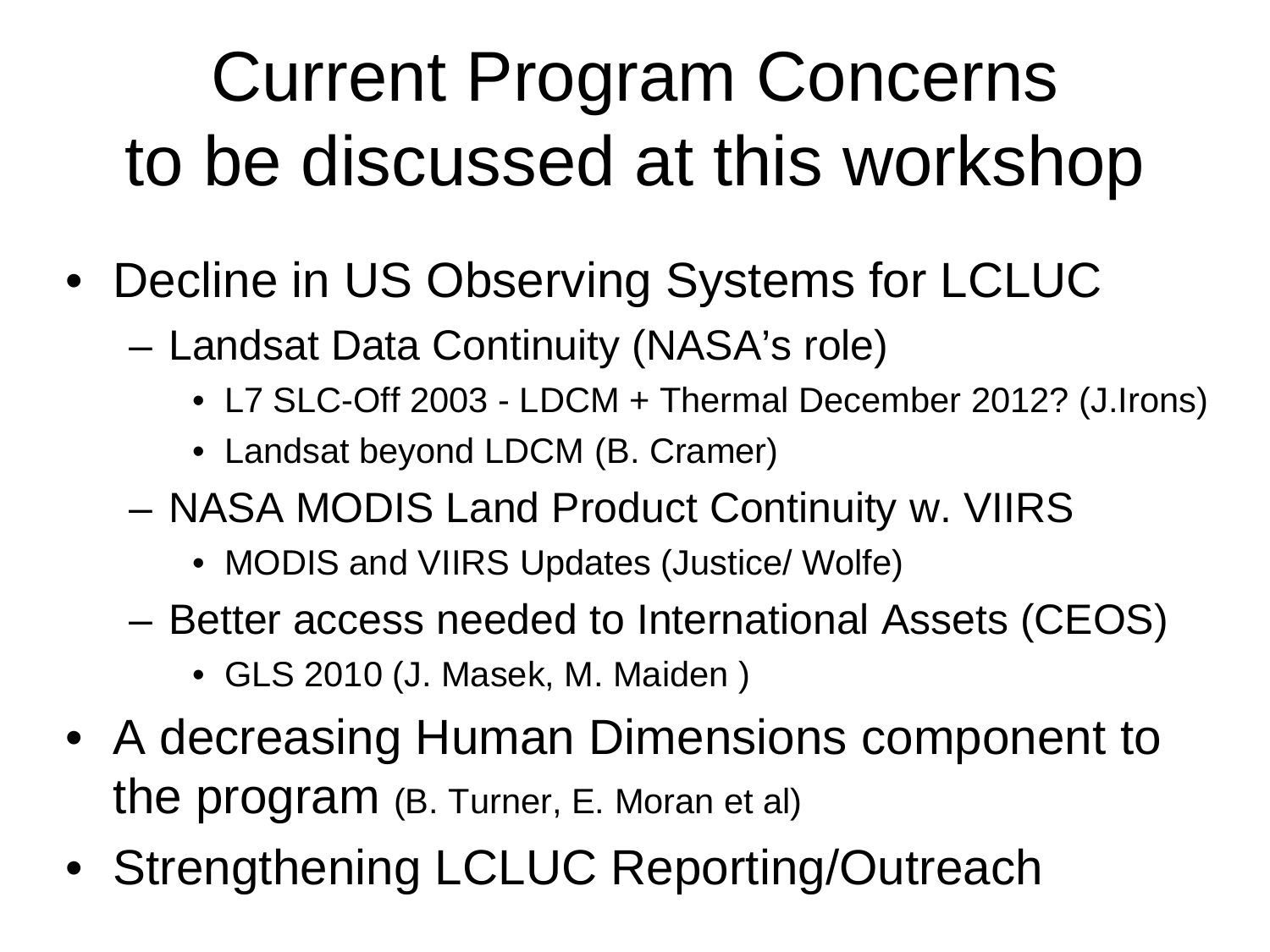# Current Program Concerns to be discussed at this workshop

- Decline in US Observing Systems for LCLUC
  - Landsat Data Continuity (NASA's role)
    - L7 SLC-Off 2003 - LDCM + Thermal December 2012? (J.Irons)
    - Landsat beyond LDCM (B. Cramer)
  - NASA MODIS Land Product Continuity w. VIIRS
    - MODIS and VIIRS Updates (Justice/ Wolfe)
  - Better access needed to International Assets (CEOS)
    - GLS 2010 (J. Masek, M. Maiden )
- A decreasing Human Dimensions component to the program (B. Turner, E. Moran et al)
- Strengthening LCLUC Reporting/Outreach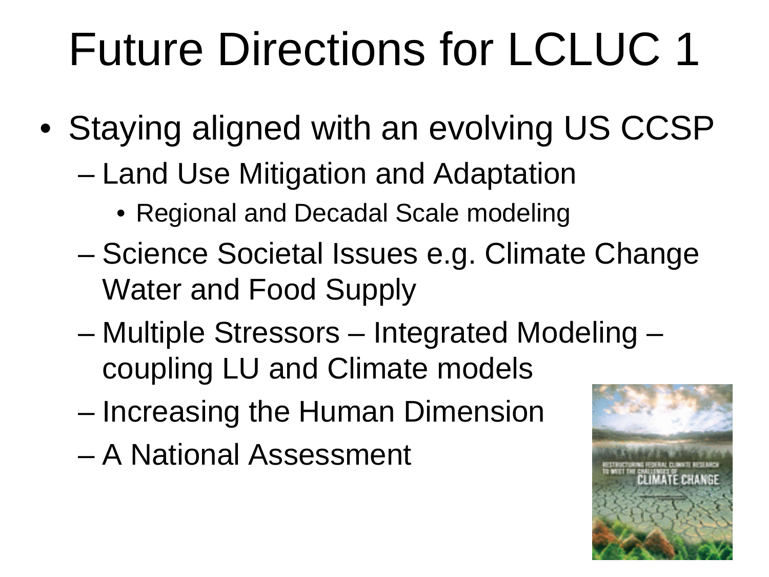# Future Directions for LCLUC 1

- Staying aligned with an evolving US CCSP
  - Land Use Mitigation and Adaptation
    - Regional and Decadal Scale modeling
  - Science Societal Issues e.g. Climate Change Water and Food Supply
  - Multiple Stressors – Integrated Modeling – coupling LU and Climate models
  - Increasing the Human Dimension
  - A National Assessment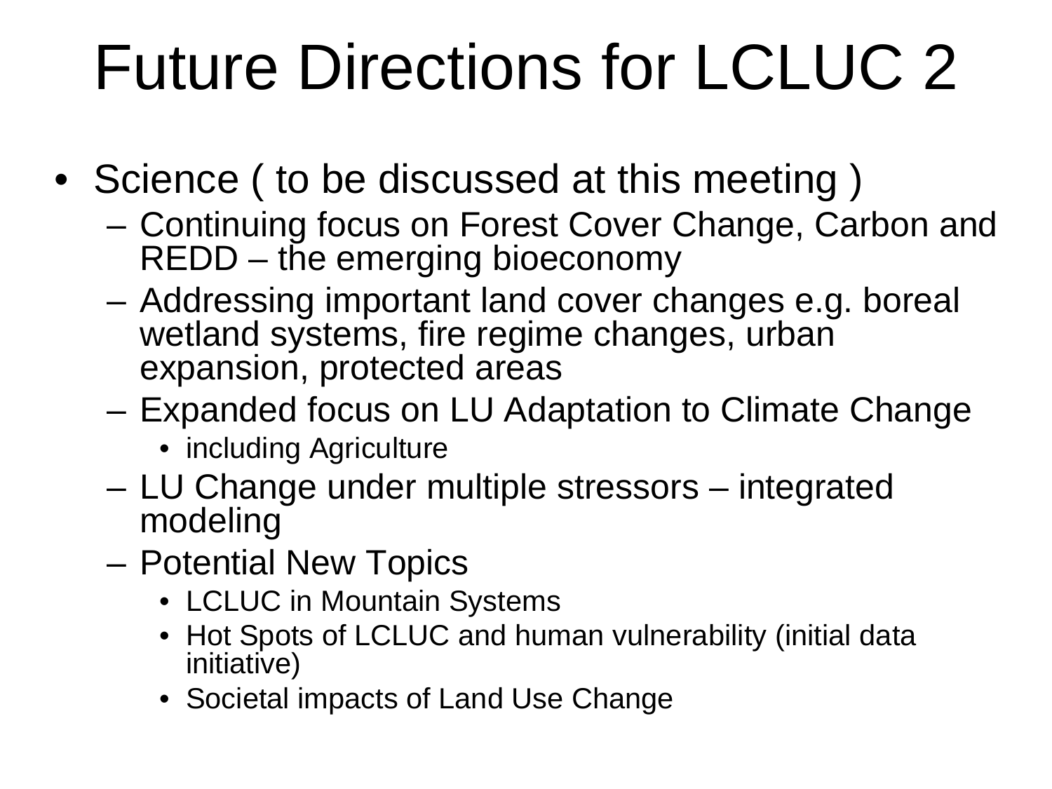# Future Directions for LCLUC 2

- Science ( to be discussed at this meeting )
  - Continuing focus on Forest Cover Change, Carbon and REDD – the emerging bioeconomy
  - Addressing important land cover changes e.g. boreal wetland systems, fire regime changes, urban expansion, protected areas
  - Expanded focus on LU Adaptation to Climate Change
    - including Agriculture
  - LU Change under multiple stressors – integrated modeling
  - Potential New Topics
    - LCLUC in Mountain Systems
    - Hot Spots of LCLUC and human vulnerability (initial data initiative)
    - Societal impacts of Land Use Change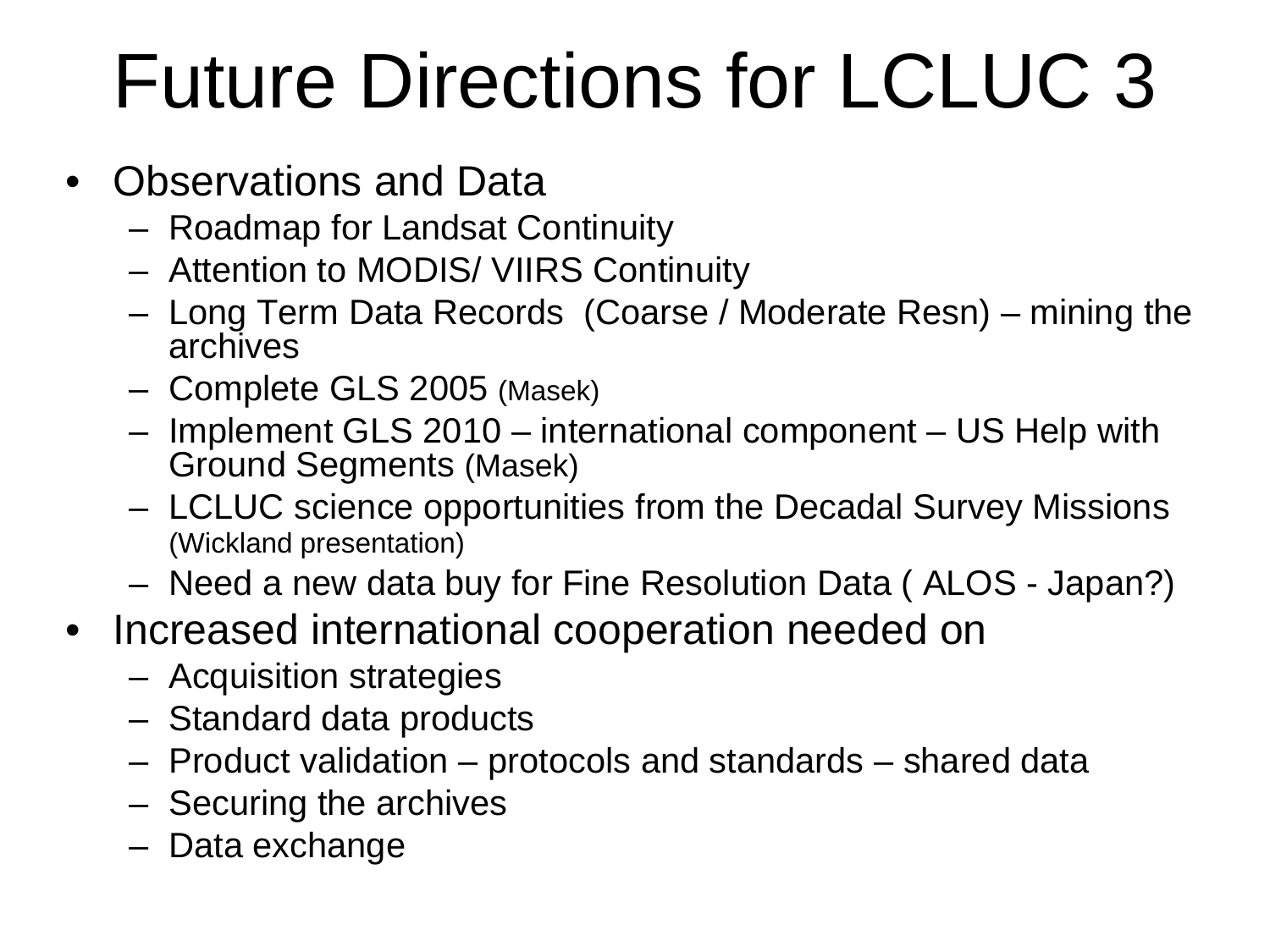# Future Directions for LCLUC 3

- Observations and Data
  - Roadmap for Landsat Continuity
  - Attention to MODIS/ VIIRS Continuity
  - Long Term Data Records (Coarse / Moderate Resn) – mining the archives
  - Complete GLS 2005 (Masek)
  - Implement GLS 2010 – international component – US Help with Ground Segments (Masek)
  - LCLUC science opportunities from the Decadal Survey Missions (Wickland presentation)
  - Need a new data buy for Fine Resolution Data ( ALOS - Japan?)
- Increased international cooperation needed on
  - Acquisition strategies
  - Standard data products
  - Product validation – protocols and standards – shared data
  - Securing the archives
  - Data exchange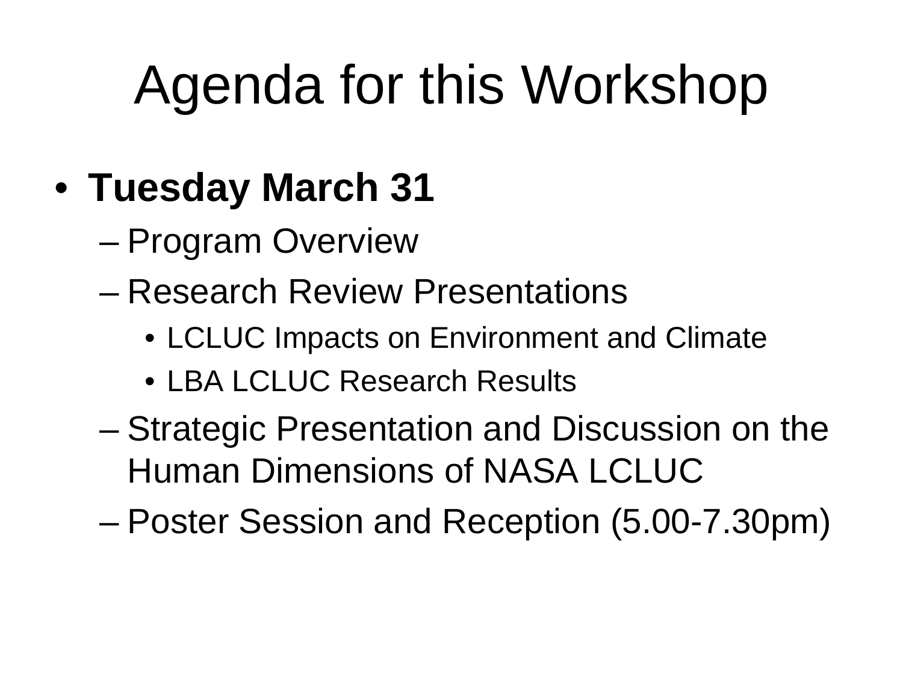# Agenda for this Workshop

- **Tuesday March 31**
  - Program Overview
  - Research Review Presentations
    - LCLUC Impacts on Environment and Climate
    - LBA LCLUC Research Results
  - Strategic Presentation and Discussion on the Human Dimensions of NASA LCLUC
  - Poster Session and Reception (5.00-7.30pm)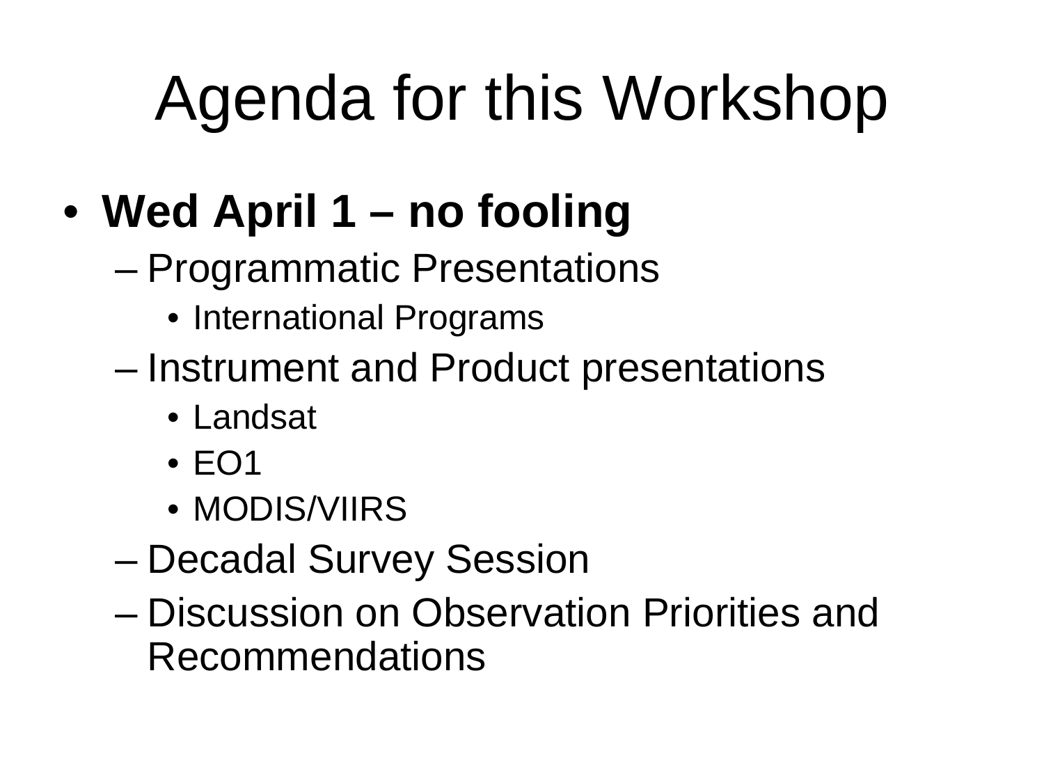# Agenda for this Workshop

- **Wed April 1 – no fooling**
  - Programmatic Presentations
    - International Programs
  - Instrument and Product presentations
    - Landsat
    - EO1
    - MODIS/VIIRS
  - Decadal Survey Session
  - Discussion on Observation Priorities and Recommendations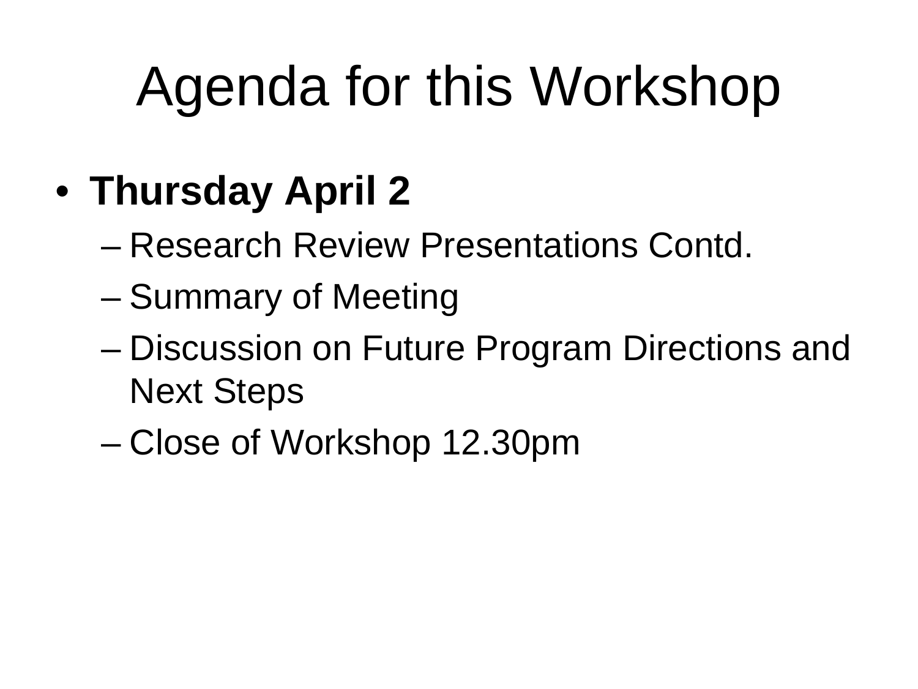# Agenda for this Workshop

- **Thursday April 2**
  - Research Review Presentations Contd.
  - Summary of Meeting
  - Discussion on Future Program Directions and Next Steps
  - Close of Workshop 12.30pm